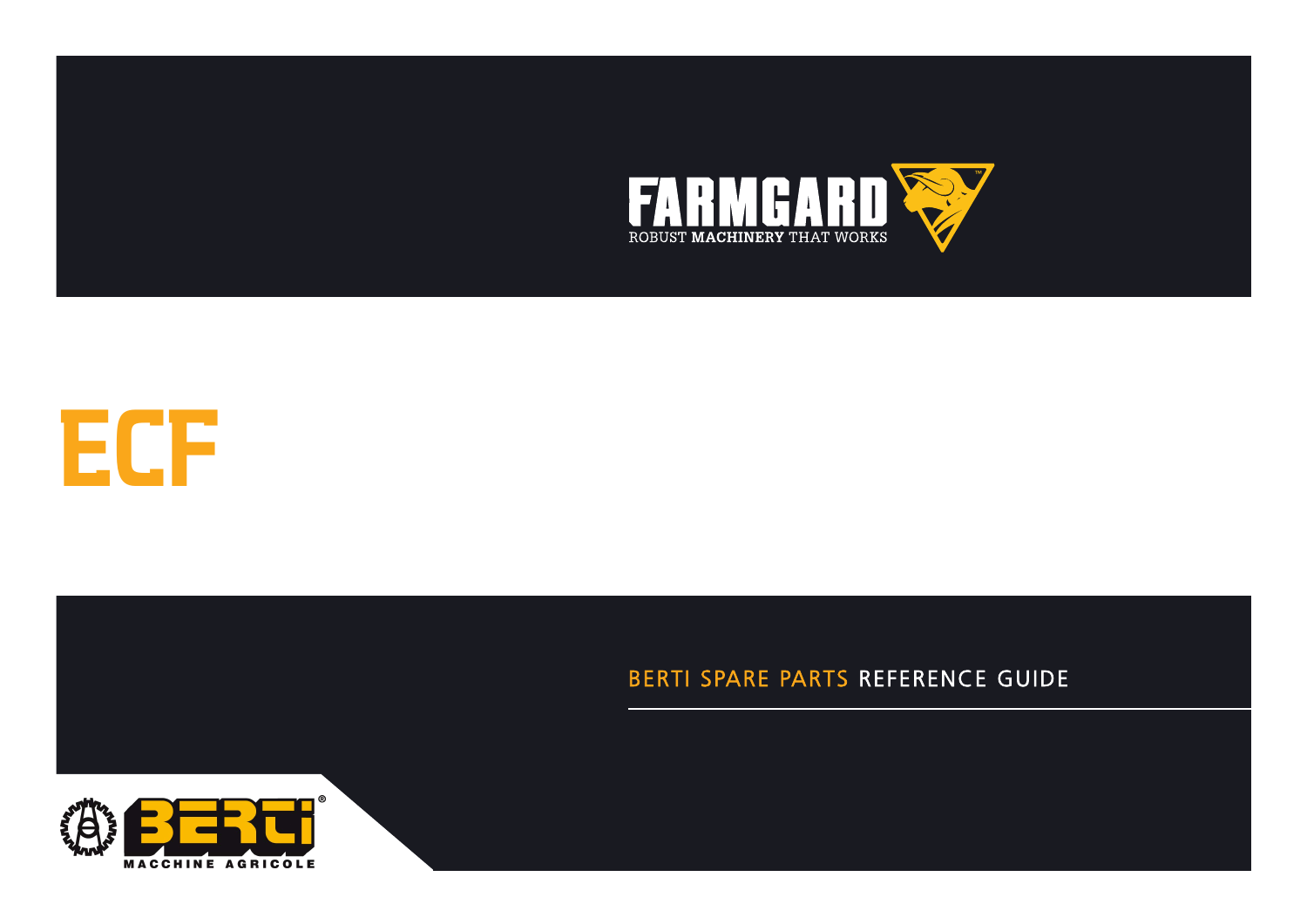FARMGARD

ROBUST **MACHINERY** THAT WORKS

# ECF

BERTI SPARE PARTS REFERENCE GUIDE

BERTI

MACCHINE AGRICOLE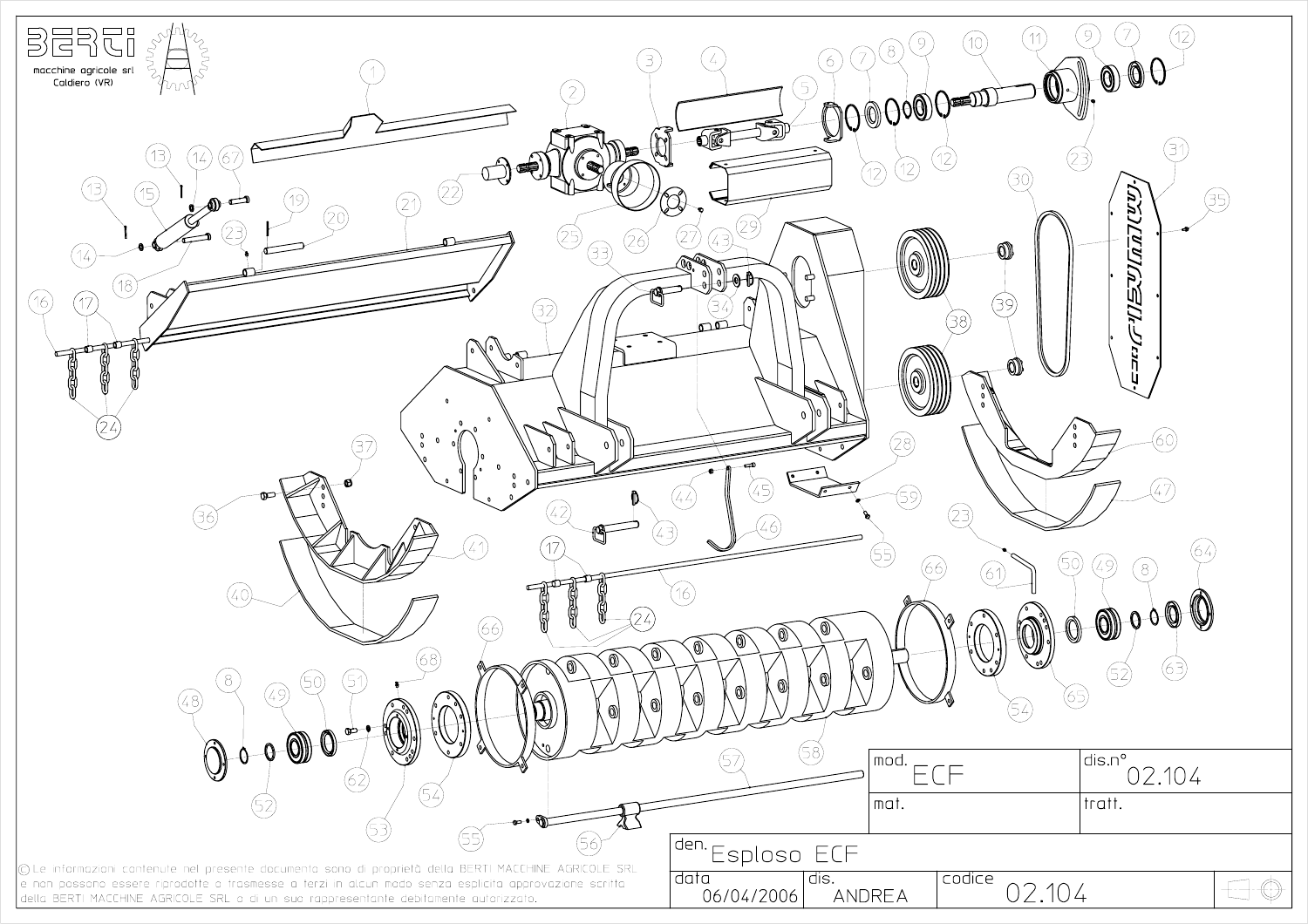BERTI
macchine agricole srl
Caldiero (VR)

| mod. ECF | dis.n° 02.104 |
| --- | --- |
| mat. | tratt. |

| den. Esploso ECF | | |
| --- | --- | --- |
| data 06/04/2006 | dis. ANDREA | codice 02.104 |

© Le informazioni contenute nel presente documento sono di proprietà della BERTI MACCHINE AGRICOLE SRL e non possono essere riprodotte o trasmesse a terzi in alcun modo senza esplicita approvazione scritta della BERTI MACCHINE AGRICOLE SRL o di un suo rappresentante debitamente autorizzato.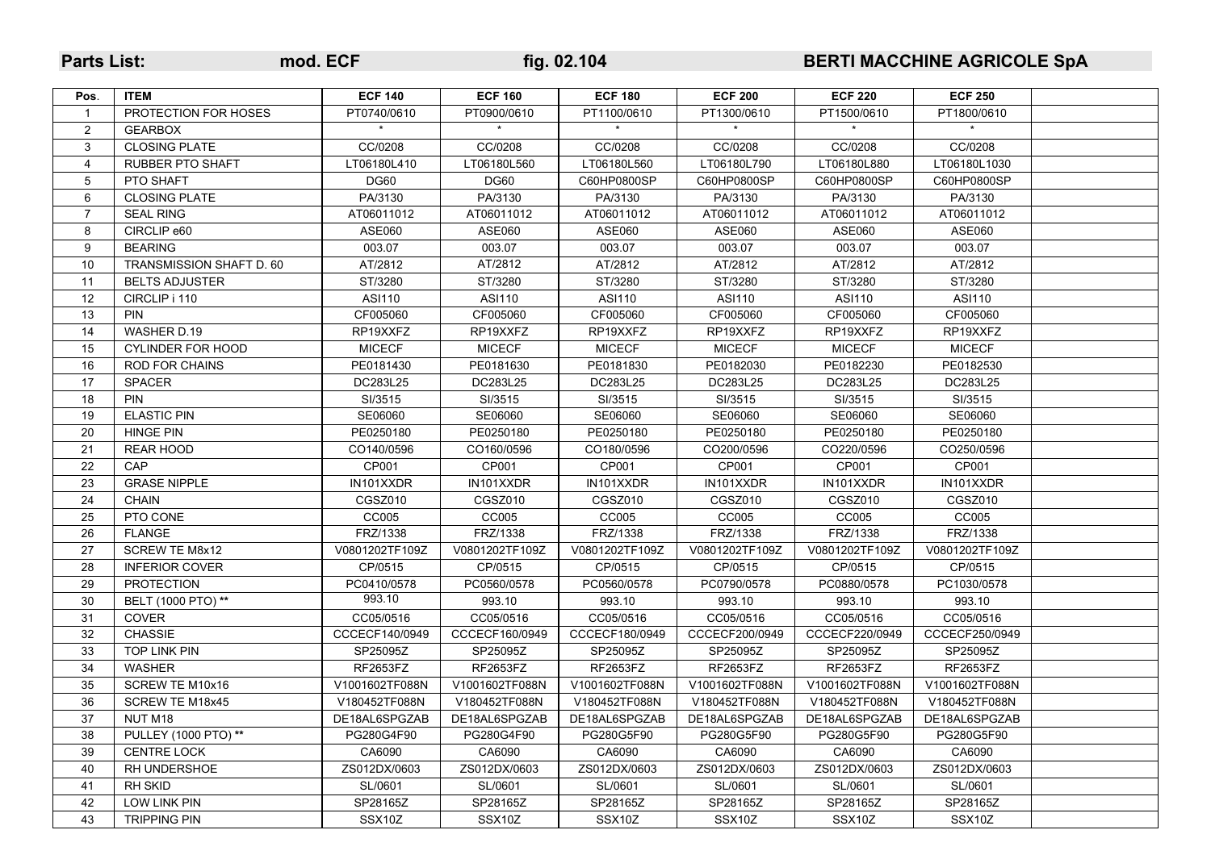**Parts List:** **mod. ECF** **fig. 02.104** **BERTI MACCHINE AGRICOLE SpA**

| Pos. | ITEM | ECF 140 | ECF 160 | ECF 180 | ECF 200 | ECF 220 | ECF 250 | |
|---|---|---|---|---|---|---|---|---|
| 1 | PROTECTION FOR HOSES | PT0740/0610 | PT0900/0610 | PT1100/0610 | PT1300/0610 | PT1500/0610 | PT1800/0610 | |
| 2 | GEARBOX | * | * | * | * | * | * | |
| 3 | CLOSING PLATE | CC/0208 | CC/0208 | CC/0208 | CC/0208 | CC/0208 | CC/0208 | |
| 4 | RUBBER PTO SHAFT | LT06180L410 | LT06180L560 | LT06180L560 | LT06180L790 | LT06180L880 | LT06180L1030 | |
| 5 | PTO SHAFT | DG60 | DG60 | C60HP0800SP | C60HP0800SP | C60HP0800SP | C60HP0800SP | |
| 6 | CLOSING PLATE | PA/3130 | PA/3130 | PA/3130 | PA/3130 | PA/3130 | PA/3130 | |
| 7 | SEAL RING | AT06011012 | AT06011012 | AT06011012 | AT06011012 | AT06011012 | AT06011012 | |
| 8 | CIRCLIP e60 | ASE060 | ASE060 | ASE060 | ASE060 | ASE060 | ASE060 | |
| 9 | BEARING | 003.07 | 003.07 | 003.07 | 003.07 | 003.07 | 003.07 | |
| 10 | TRANSMISSION SHAFT D. 60 | AT/2812 | AT/2812 | AT/2812 | AT/2812 | AT/2812 | AT/2812 | |
| 11 | BELTS ADJUSTER | ST/3280 | ST/3280 | ST/3280 | ST/3280 | ST/3280 | ST/3280 | |
| 12 | CIRCLIP i 110 | ASI110 | ASI110 | ASI110 | ASI110 | ASI110 | ASI110 | |
| 13 | PIN | CF005060 | CF005060 | CF005060 | CF005060 | CF005060 | CF005060 | |
| 14 | WASHER D.19 | RP19XXFZ | RP19XXFZ | RP19XXFZ | RP19XXFZ | RP19XXFZ | RP19XXFZ | |
| 15 | CYLINDER FOR HOOD | MICECF | MICECF | MICECF | MICECF | MICECF | MICECF | |
| 16 | ROD FOR CHAINS | PE0181430 | PE0181630 | PE0181830 | PE0182030 | PE0182230 | PE0182530 | |
| 17 | SPACER | DC283L25 | DC283L25 | DC283L25 | DC283L25 | DC283L25 | DC283L25 | |
| 18 | PIN | SI/3515 | SI/3515 | SI/3515 | SI/3515 | SI/3515 | SI/3515 | |
| 19 | ELASTIC PIN | SE06060 | SE06060 | SE06060 | SE06060 | SE06060 | SE06060 | |
| 20 | HINGE PIN | PE0250180 | PE0250180 | PE0250180 | PE0250180 | PE0250180 | PE0250180 | |
| 21 | REAR HOOD | CO140/0596 | CO160/0596 | CO180/0596 | CO200/0596 | CO220/0596 | CO250/0596 | |
| 22 | CAP | CP001 | CP001 | CP001 | CP001 | CP001 | CP001 | |
| 23 | GRASE NIPPLE | IN101XXDR | IN101XXDR | IN101XXDR | IN101XXDR | IN101XXDR | IN101XXDR | |
| 24 | CHAIN | CGSZ010 | CGSZ010 | CGSZ010 | CGSZ010 | CGSZ010 | CGSZ010 | |
| 25 | PTO CONE | CC005 | CC005 | CC005 | CC005 | CC005 | CC005 | |
| 26 | FLANGE | FRZ/1338 | FRZ/1338 | FRZ/1338 | FRZ/1338 | FRZ/1338 | FRZ/1338 | |
| 27 | SCREW TE M8x12 | V0801202TF109Z | V0801202TF109Z | V0801202TF109Z | V0801202TF109Z | V0801202TF109Z | V0801202TF109Z | |
| 28 | INFERIOR COVER | CP/0515 | CP/0515 | CP/0515 | CP/0515 | CP/0515 | CP/0515 | |
| 29 | PROTECTION | PC0410/0578 | PC0560/0578 | PC0560/0578 | PC0790/0578 | PC0880/0578 | PC1030/0578 | |
| 30 | BELT (1000 PTO) ** | 993.10 | 993.10 | 993.10 | 993.10 | 993.10 | 993.10 | |
| 31 | COVER | CC05/0516 | CC05/0516 | CC05/0516 | CC05/0516 | CC05/0516 | CC05/0516 | |
| 32 | CHASSIE | CCCECF140/0949 | CCCECF160/0949 | CCCECF180/0949 | CCCECF200/0949 | CCCECF220/0949 | CCCECF250/0949 | |
| 33 | TOP LINK PIN | SP25095Z | SP25095Z | SP25095Z | SP25095Z | SP25095Z | SP25095Z | |
| 34 | WASHER | RF2653FZ | RF2653FZ | RF2653FZ | RF2653FZ | RF2653FZ | RF2653FZ | |
| 35 | SCREW TE M10x16 | V1001602TF088N | V1001602TF088N | V1001602TF088N | V1001602TF088N | V1001602TF088N | V1001602TF088N | |
| 36 | SCREW TE M18x45 | V180452TF088N | V180452TF088N | V180452TF088N | V180452TF088N | V180452TF088N | V180452TF088N | |
| 37 | NUT M18 | DE18AL6SPGZAB | DE18AL6SPGZAB | DE18AL6SPGZAB | DE18AL6SPGZAB | DE18AL6SPGZAB | DE18AL6SPGZAB | |
| 38 | PULLEY (1000 PTO) ** | PG280G4F90 | PG280G4F90 | PG280G5F90 | PG280G5F90 | PG280G5F90 | PG280G5F90 | |
| 39 | CENTRE LOCK | CA6090 | CA6090 | CA6090 | CA6090 | CA6090 | CA6090 | |
| 40 | RH UNDERSHOE | ZS012DX/0603 | ZS012DX/0603 | ZS012DX/0603 | ZS012DX/0603 | ZS012DX/0603 | ZS012DX/0603 | |
| 41 | RH SKID | SL/0601 | SL/0601 | SL/0601 | SL/0601 | SL/0601 | SL/0601 | |
| 42 | LOW LINK PIN | SP28165Z | SP28165Z | SP28165Z | SP28165Z | SP28165Z | SP28165Z | |
| 43 | TRIPPING PIN | SSX10Z | SSX10Z | SSX10Z | SSX10Z | SSX10Z | SSX10Z | |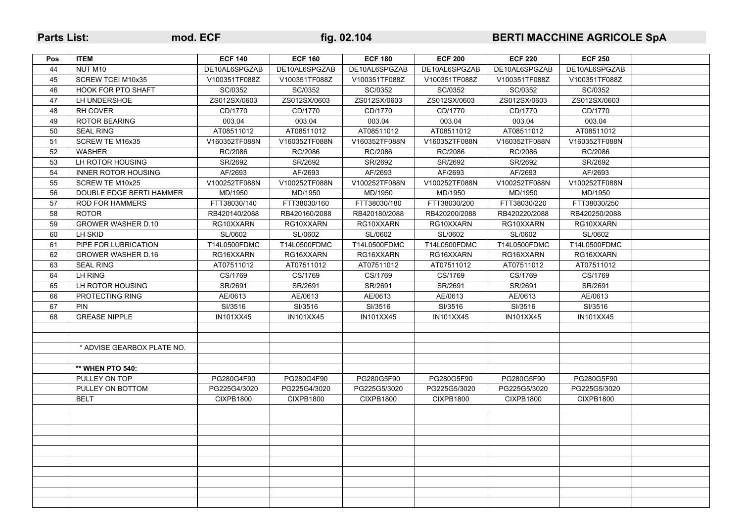**Parts List:** **mod. ECF** **fig. 02.104** **BERTI MACCHINE AGRICOLE SpA**

| Pos. | ITEM | ECF 140 | ECF 160 | ECF 180 | ECF 200 | ECF 220 | ECF 250 | |
|---|---|---|---|---|---|---|---|---|
| 44 | NUT M10 | DE10AL6SPGZAB | DE10AL6SPGZAB | DE10AL6SPGZAB | DE10AL6SPGZAB | DE10AL6SPGZAB | DE10AL6SPGZAB | |
| 45 | SCREW TCEI M10x35 | V100351TF088Z | V100351TF088Z | V100351TF088Z | V100351TF088Z | V100351TF088Z | V100351TF088Z | |
| 46 | HOOK FOR PTO SHAFT | SC/0352 | SC/0352 | SC/0352 | SC/0352 | SC/0352 | SC/0352 | |
| 47 | LH UNDERSHOE | ZS012SX/0603 | ZS012SX/0603 | ZS012SX/0603 | ZS012SX/0603 | ZS012SX/0603 | ZS012SX/0603 | |
| 48 | RH COVER | CD/1770 | CD/1770 | CD/1770 | CD/1770 | CD/1770 | CD/1770 | |
| 49 | ROTOR BEARING | 003.04 | 003.04 | 003.04 | 003.04 | 003.04 | 003.04 | |
| 50 | SEAL RING | AT08511012 | AT08511012 | AT08511012 | AT08511012 | AT08511012 | AT08511012 | |
| 51 | SCREW TE M16x35 | V160352TF088N | V160352TF088N | V160352TF088N | V160352TF088N | V160352TF088N | V160352TF088N | |
| 52 | WASHER | RC/2086 | RC/2086 | RC/2086 | RC/2086 | RC/2086 | RC/2086 | |
| 53 | LH ROTOR HOUSING | SR/2692 | SR/2692 | SR/2692 | SR/2692 | SR/2692 | SR/2692 | |
| 54 | INNER ROTOR HOUSING | AF/2693 | AF/2693 | AF/2693 | AF/2693 | AF/2693 | AF/2693 | |
| 55 | SCREW TE M10x25 | V100252TF088N | V100252TF088N | V100252TF088N | V100252TF088N | V100252TF088N | V100252TF088N | |
| 56 | DOUBLE EDGE BERTI HAMMER | MD/1950 | MD/1950 | MD/1950 | MD/1950 | MD/1950 | MD/1950 | |
| 57 | ROD FOR HAMMERS | FTT38030/140 | FTT38030/160 | FTT38030/180 | FTT38030/200 | FTT38030/220 | FTT38030/250 | |
| 58 | ROTOR | RB420140/2088 | RB420160/2088 | RB420180/2088 | RB420200/2088 | RB420220/2088 | RB420250/2088 | |
| 59 | GROWER WASHER D.10 | RG10XXARN | RG10XXARN | RG10XXARN | RG10XXARN | RG10XXARN | RG10XXARN | |
| 60 | LH SKID | SL/0602 | SL/0602 | SL/0602 | SL/0602 | SL/0602 | SL/0602 | |
| 61 | PIPE FOR LUBRICATION | T14L0500FDMC | T14L0500FDMC | T14L0500FDMC | T14L0500FDMC | T14L0500FDMC | T14L0500FDMC | |
| 62 | GROWER WASHER D.16 | RG16XXARN | RG16XXARN | RG16XXARN | RG16XXARN | RG16XXARN | RG16XXARN | |
| 63 | SEAL RING | AT07511012 | AT07511012 | AT07511012 | AT07511012 | AT07511012 | AT07511012 | |
| 64 | LH RING | CS/1769 | CS/1769 | CS/1769 | CS/1769 | CS/1769 | CS/1769 | |
| 65 | LH ROTOR HOUSING | SR/2691 | SR/2691 | SR/2691 | SR/2691 | SR/2691 | SR/2691 | |
| 66 | PROTECTING RING | AE/0613 | AE/0613 | AE/0613 | AE/0613 | AE/0613 | AE/0613 | |
| 67 | PIN | SI/3516 | SI/3516 | SI/3516 | SI/3516 | SI/3516 | SI/3516 | |
| 68 | GREASE NIPPLE | IN101XX45 | IN101XX45 | IN101XX45 | IN101XX45 | IN101XX45 | IN101XX45 | |
| | | | | | | | | |
| | | | | | | | | |
| | * ADVISE GEARBOX PLATE NO. | | | | | | | |
| | | | | | | | | |
| | **** WHEN PTO 540:** | | | | | | | |
| | PULLEY ON TOP | PG280G4F90 | PG280G4F90 | PG280G5F90 | PG280G5F90 | PG280G5F90 | PG280G5F90 | |
| | PULLEY ON BOTTOM | PG225G4/3020 | PG225G4/3020 | PG225G5/3020 | PG225G5/3020 | PG225G5/3020 | PG225G5/3020 | |
| | BELT | CIXPB1800 | CIXPB1800 | CIXPB1800 | CIXPB1800 | CIXPB1800 | CIXPB1800 | |